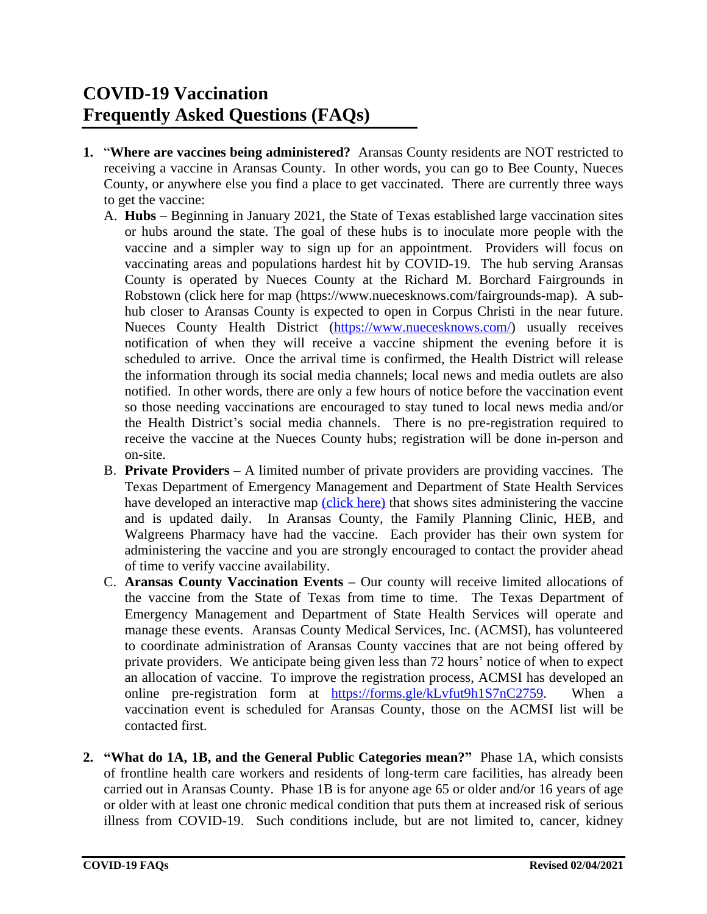# COVID-19 Vaccination
# Frequently Asked Questions (FAQs)

1. "**Where are vaccines being administered?** Aransas County residents are NOT restricted to receiving a vaccine in Aransas County. In other words, you can go to Bee County, Nueces County, or anywhere else you find a place to get vaccinated. There are currently three ways to get the vaccine:
   A. **Hubs** – Beginning in January 2021, the State of Texas established large vaccination sites or hubs around the state. The goal of these hubs is to inoculate more people with the vaccine and a simpler way to sign up for an appointment. Providers will focus on vaccinating areas and populations hardest hit by COVID-19. The hub serving Aransas County is operated by Nueces County at the Richard M. Borchard Fairgrounds in Robstown (click here for map (https://www.nuecesknows.com/fairgrounds-map). A sub-hub closer to Aransas County is expected to open in Corpus Christi in the near future. Nueces County Health District ([https://www.nuecesknows.com/](https://www.nuecesknows.com/)) usually receives notification of when they will receive a vaccine shipment the evening before it is scheduled to arrive. Once the arrival time is confirmed, the Health District will release the information through its social media channels; local news and media outlets are also notified. In other words, there are only a few hours of notice before the vaccination event so those needing vaccinations are encouraged to stay tuned to local news media and/or the Health District's social media channels. There is no pre-registration required to receive the vaccine at the Nueces County hubs; registration will be done in-person and on-site.
   B. **Private Providers –** A limited number of private providers are providing vaccines. The Texas Department of Emergency Management and Department of State Health Services have developed an interactive map (click here) that shows sites administering the vaccine and is updated daily. In Aransas County, the Family Planning Clinic, HEB, and Walgreens Pharmacy have had the vaccine. Each provider has their own system for administering the vaccine and you are strongly encouraged to contact the provider ahead of time to verify vaccine availability.
   C. **Aransas County Vaccination Events –** Our county will receive limited allocations of the vaccine from the State of Texas from time to time. The Texas Department of Emergency Management and Department of State Health Services will operate and manage these events. Aransas County Medical Services, Inc. (ACMSI), has volunteered to coordinate administration of Aransas County vaccines that are not being offered by private providers. We anticipate being given less than 72 hours' notice of when to expect an allocation of vaccine. To improve the registration process, ACMSI has developed an online pre-registration form at [https://forms.gle/kLvfut9h1S7nC2759](https://forms.gle/kLvfut9h1S7nC2759). When a vaccination event is scheduled for Aransas County, those on the ACMSI list will be contacted first.

2. **"What do 1A, 1B, and the General Public Categories mean?"** Phase 1A, which consists of frontline health care workers and residents of long-term care facilities, has already been carried out in Aransas County. Phase 1B is for anyone age 65 or older and/or 16 years of age or older with at least one chronic medical condition that puts them at increased risk of serious illness from COVID-19. Such conditions include, but are not limited to, cancer, kidney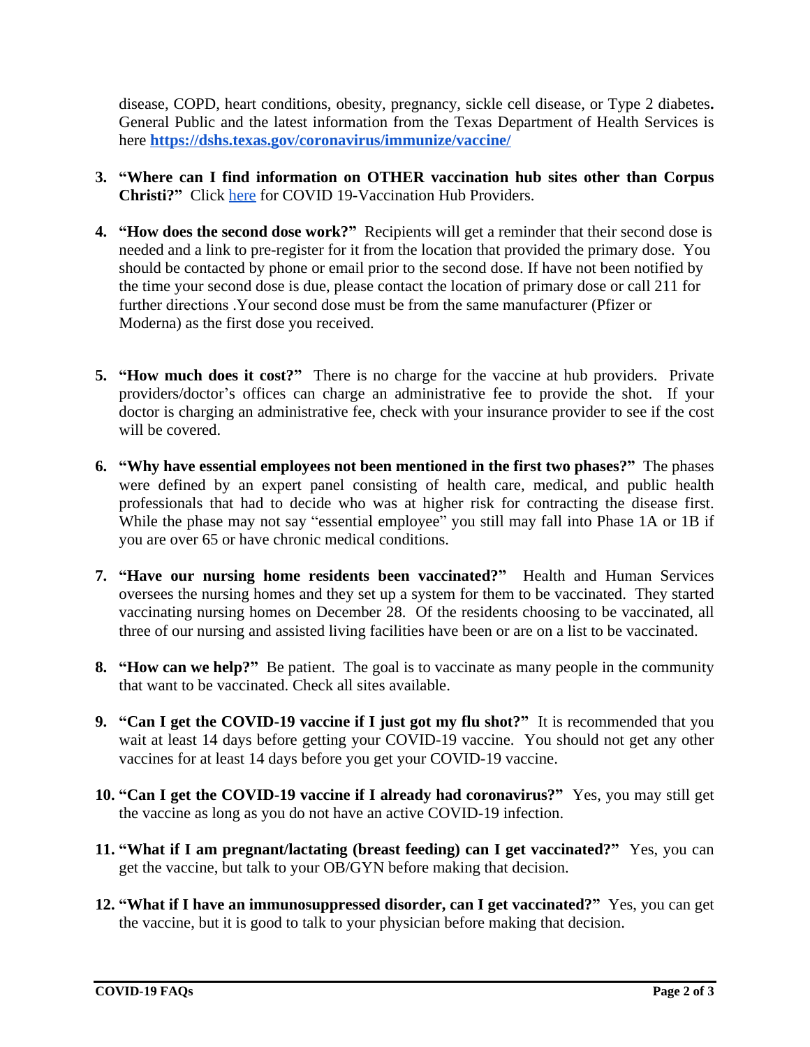disease, COPD, heart conditions, obesity, pregnancy, sickle cell disease, or Type 2 diabetes**.** General Public and the latest information from the Texas Department of Health Services is here **https://dshs.texas.gov/coronavirus/immunize/vaccine/**

3. **"Where can I find information on OTHER vaccination hub sites other than Corpus Christi?"** Click here for COVID 19-Vaccination Hub Providers.

4. **"How does the second dose work?"** Recipients will get a reminder that their second dose is needed and a link to pre-register for it from the location that provided the primary dose. You should be contacted by phone or email prior to the second dose. If have not been notified by the time your second dose is due, please contact the location of primary dose or call 211 for further directions .Your second dose must be from the same manufacturer (Pfizer or Moderna) as the first dose you received.

5. **"How much does it cost?"** There is no charge for the vaccine at hub providers. Private providers/doctor's offices can charge an administrative fee to provide the shot. If your doctor is charging an administrative fee, check with your insurance provider to see if the cost will be covered.

6. **"Why have essential employees not been mentioned in the first two phases?"** The phases were defined by an expert panel consisting of health care, medical, and public health professionals that had to decide who was at higher risk for contracting the disease first. While the phase may not say "essential employee" you still may fall into Phase 1A or 1B if you are over 65 or have chronic medical conditions.

7. **"Have our nursing home residents been vaccinated?"** Health and Human Services oversees the nursing homes and they set up a system for them to be vaccinated. They started vaccinating nursing homes on December 28. Of the residents choosing to be vaccinated, all three of our nursing and assisted living facilities have been or are on a list to be vaccinated.

8. **"How can we help?"** Be patient. The goal is to vaccinate as many people in the community that want to be vaccinated. Check all sites available.

9. **"Can I get the COVID-19 vaccine if I just got my flu shot?"** It is recommended that you wait at least 14 days before getting your COVID-19 vaccine. You should not get any other vaccines for at least 14 days before you get your COVID-19 vaccine.

10. **"Can I get the COVID-19 vaccine if I already had coronavirus?"** Yes, you may still get the vaccine as long as you do not have an active COVID-19 infection.

11. **"What if I am pregnant/lactating (breast feeding) can I get vaccinated?"** Yes, you can get the vaccine, but talk to your OB/GYN before making that decision.

12. **"What if I have an immunosuppressed disorder, can I get vaccinated?"** Yes, you can get the vaccine, but it is good to talk to your physician before making that decision.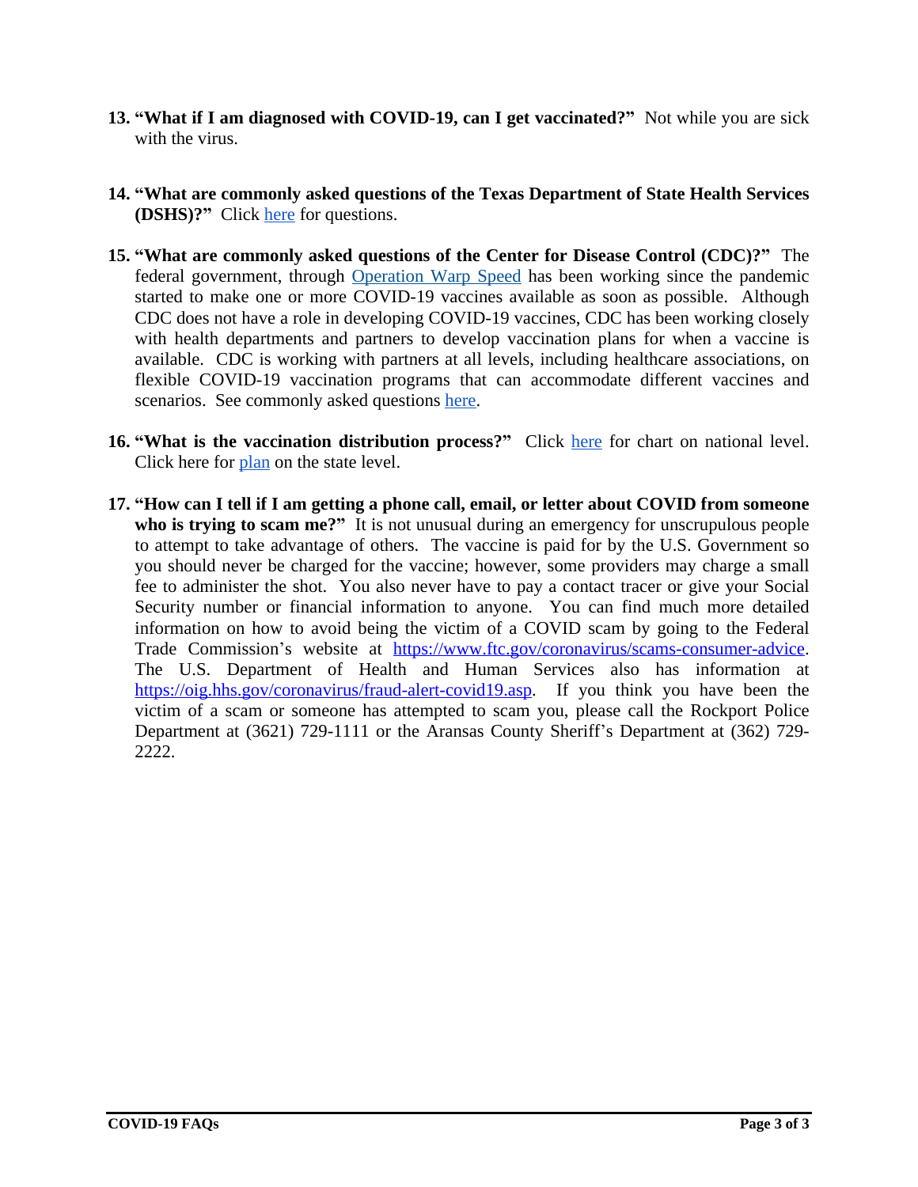13. **"What if I am diagnosed with COVID-19, can I get vaccinated?"** Not while you are sick with the virus.

14. **"What are commonly asked questions of the Texas Department of State Health Services (DSHS)?"** Click here for questions.

15. **"What are commonly asked questions of the Center for Disease Control (CDC)?"** The federal government, through Operation Warp Speed has been working since the pandemic started to make one or more COVID-19 vaccines available as soon as possible. Although CDC does not have a role in developing COVID-19 vaccines, CDC has been working closely with health departments and partners to develop vaccination plans for when a vaccine is available. CDC is working with partners at all levels, including healthcare associations, on flexible COVID-19 vaccination programs that can accommodate different vaccines and scenarios. See commonly asked questions here.

16. **"What is the vaccination distribution process?"** Click here for chart on national level. Click here for plan on the state level.

17. **"How can I tell if I am getting a phone call, email, or letter about COVID from someone who is trying to scam me?"** It is not unusual during an emergency for unscrupulous people to attempt to take advantage of others. The vaccine is paid for by the U.S. Government so you should never be charged for the vaccine; however, some providers may charge a small fee to administer the shot. You also never have to pay a contact tracer or give your Social Security number or financial information to anyone. You can find much more detailed information on how to avoid being the victim of a COVID scam by going to the Federal Trade Commission's website at https://www.ftc.gov/coronavirus/scams-consumer-advice. The U.S. Department of Health and Human Services also has information at https://oig.hhs.gov/coronavirus/fraud-alert-covid19.asp. If you think you have been the victim of a scam or someone has attempted to scam you, please call the Rockport Police Department at (3621) 729-1111 or the Aransas County Sheriff's Department at (362) 729-2222.